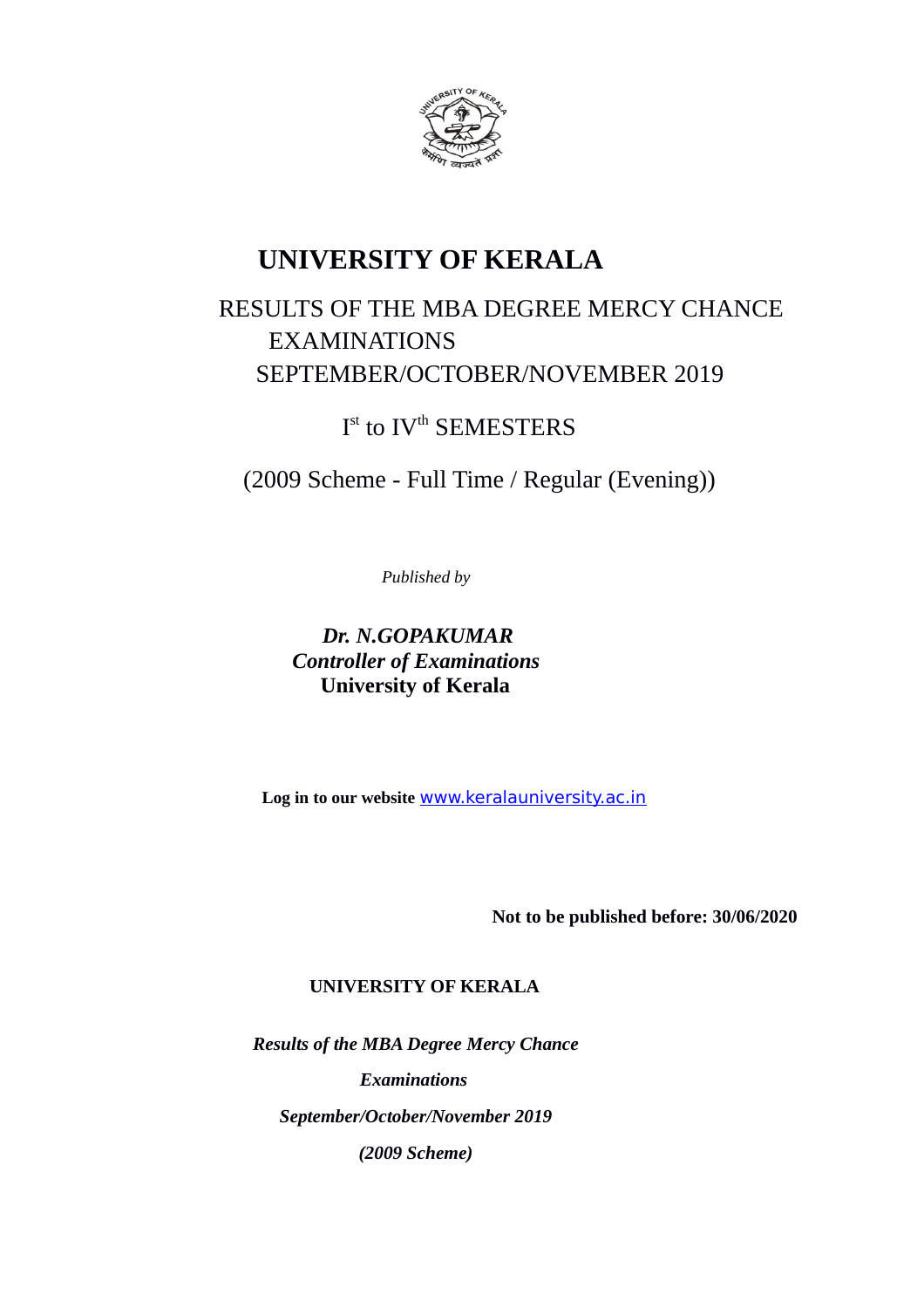# UNIVERSITY OF KERALA

## RESULTS OF THE MBA DEGREE MERCY CHANCE EXAMINATIONS SEPTEMBER/OCTOBER/NOVEMBER 2019

I[st] to IV[th] SEMESTERS

(2009 Scheme - Full Time / Regular (Evening))

*Published by*

***Dr. N.GOPAKUMAR***
***Controller of Examinations***
**University of Kerala**

**Log in to our website** www.keralauniversity.ac.in

**Not to be published before: 30/06/2020**

**UNIVERSITY OF KERALA**

***Results of the MBA Degree Mercy Chance Examinations***

***September/October/November 2019***

***(2009 Scheme)***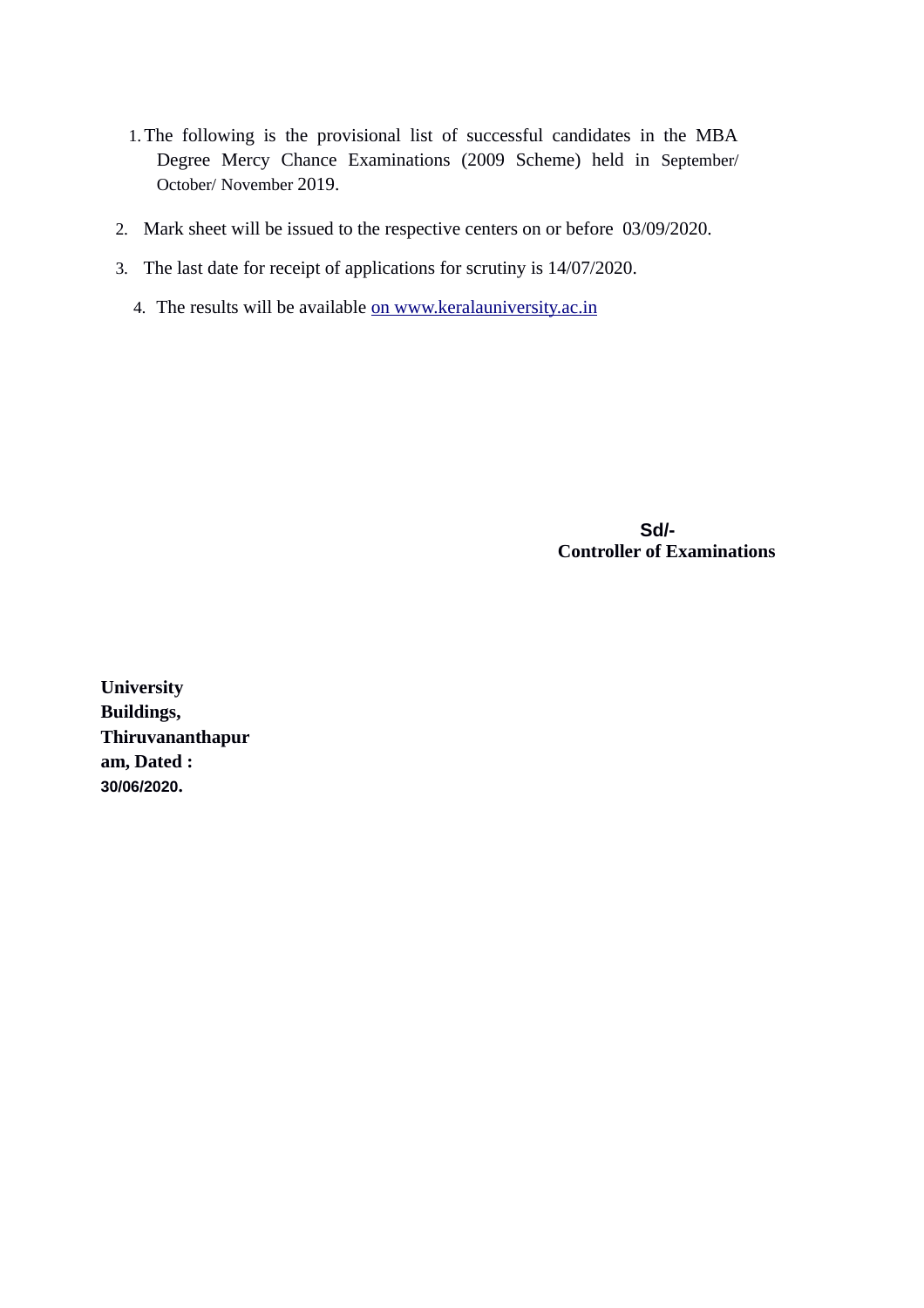1. The following is the provisional list of successful candidates in the MBA Degree Mercy Chance Examinations (2009 Scheme) held in September/ October/ November 2019.
2. Mark sheet will be issued to the respective centers on or before 03/09/2020.
3. The last date for receipt of applications for scrutiny is 14/07/2020.
4. The results will be available on www.keralauniversity.ac.in

**Sd/-**
**Controller of Examinations**

**University Buildings, Thiruvananthapuram, Dated : 30/06/2020.**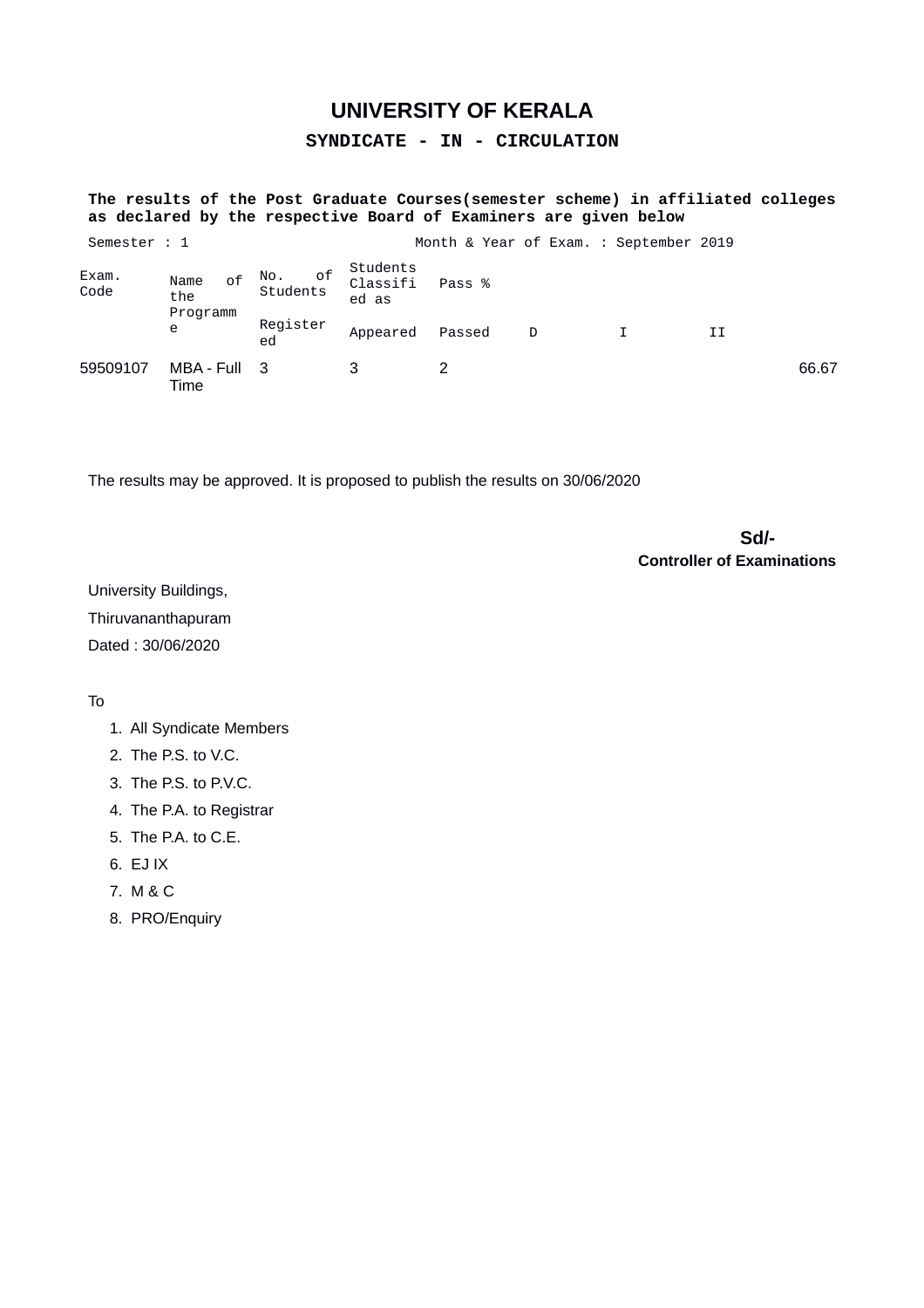# UNIVERSITY OF KERALA

## SYNDICATE - IN - CIRCULATION

**The results of the Post Graduate Courses(semester scheme) in affiliated colleges as declared by the respective Board of Examiners are given below**

Semester : 1 Month & Year of Exam. : September 2019

| Exam. Code | Name of the Programme | No. of Students | Students Classified as | Pass % | | | | |
|---|---|---|---|---|---|---|---|---|
| | | Registered | Appeared | Passed | D | I | II | |
| 59509107 | MBA - Full Time | 3 | 3 | 2 | | | | 66.67 |

The results may be approved. It is proposed to publish the results on 30/06/2020

**Sd/-**
**Controller of Examinations**

University Buildings,

Thiruvananthapuram

Dated : 30/06/2020

To

1. All Syndicate Members
2. The P.S. to V.C.
3. The P.S. to P.V.C.
4. The P.A. to Registrar
5. The P.A. to C.E.
6. EJ IX
7. M & C
8. PRO/Enquiry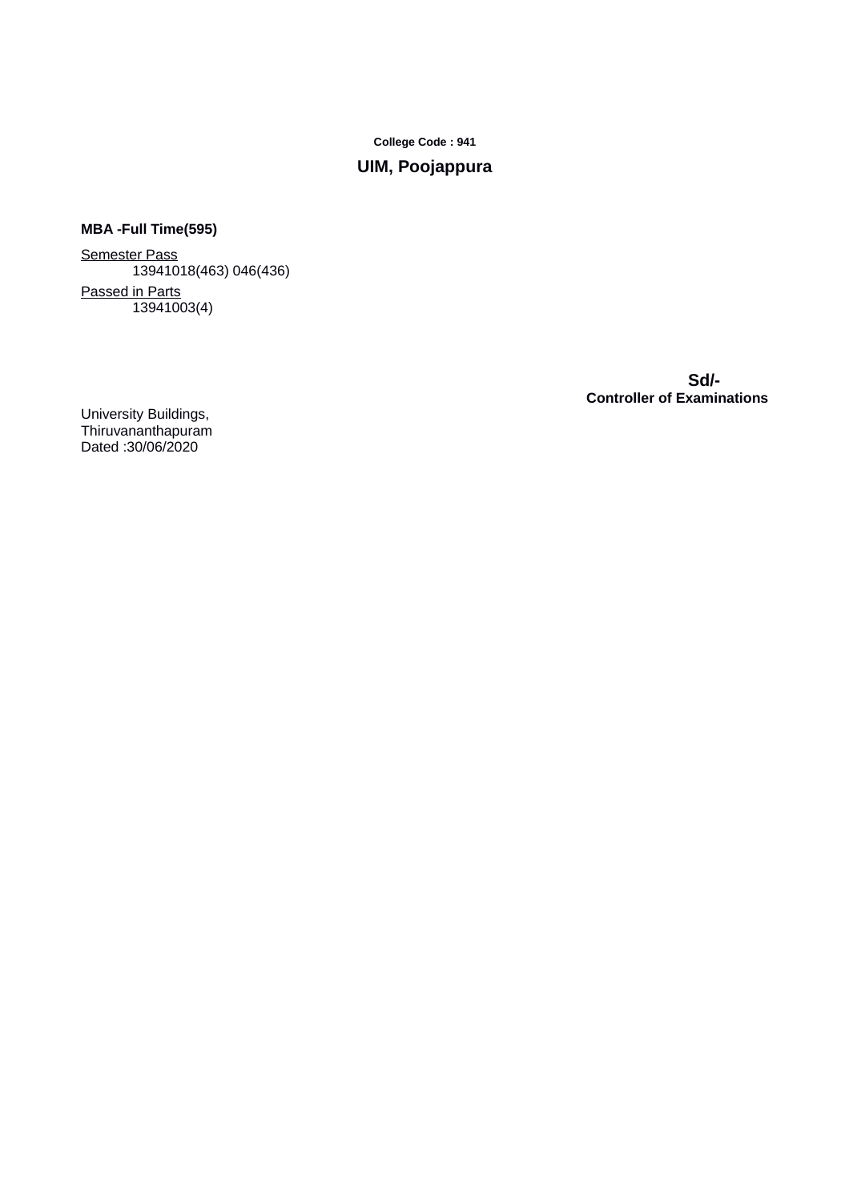**College Code : 941**

## UIM, Poojappura

**MBA -Full Time(595)**

<u>Semester Pass</u>

13941018(463) 046(436)

<u>Passed in Parts</u>

13941003(4)

**Sd/-**
**Controller of Examinations**

University Buildings,
Thiruvananthapuram
Dated :30/06/2020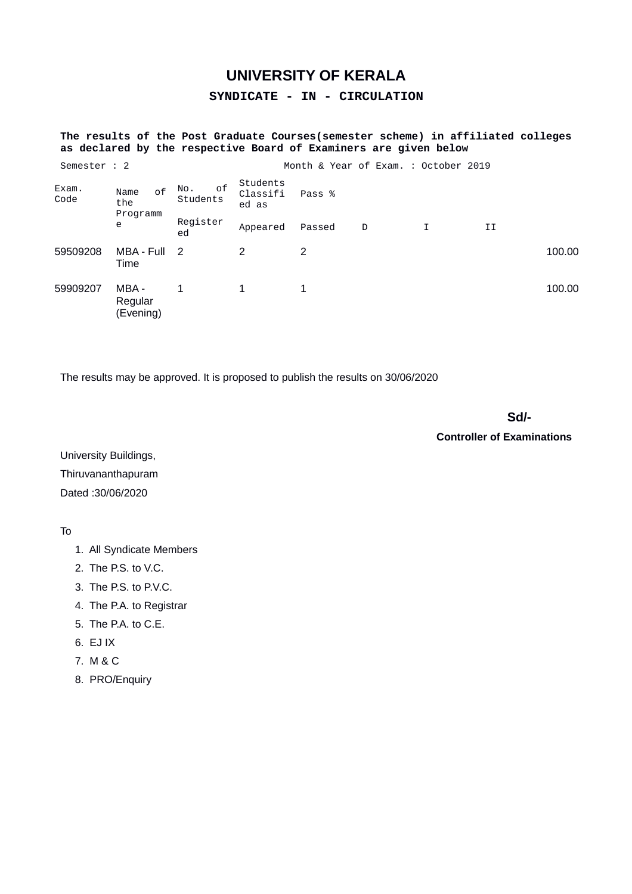# UNIVERSITY OF KERALA

## SYNDICATE - IN - CIRCULATION

**The results of the Post Graduate Courses(semester scheme) in affiliated colleges as declared by the respective Board of Examiners are given below**

Semester : 2 &nbsp;&nbsp;&nbsp;&nbsp;&nbsp;&nbsp;&nbsp;&nbsp; Month & Year of Exam. : October 2019

| Exam. Code | Name of the Programme | No. of Students | Students Classified as | Pass % | | | | |
|---|---|---|---|---|---|---|---|---|
| | | Registered | Appeared | Passed | D | I | II | |
| 59509208 | MBA - Full Time | 2 | 2 | 2 | | | | 100.00 |
| 59909207 | MBA - Regular (Evening) | 1 | 1 | 1 | | | | 100.00 |

The results may be approved. It is proposed to publish the results on 30/06/2020

**Sd/-**

**Controller of Examinations**

University Buildings,

Thiruvananthapuram

Dated :30/06/2020

To

1. All Syndicate Members
2. The P.S. to V.C.
3. The P.S. to P.V.C.
4. The P.A. to Registrar
5. The P.A. to C.E.
6. EJ IX
7. M & C
8. PRO/Enquiry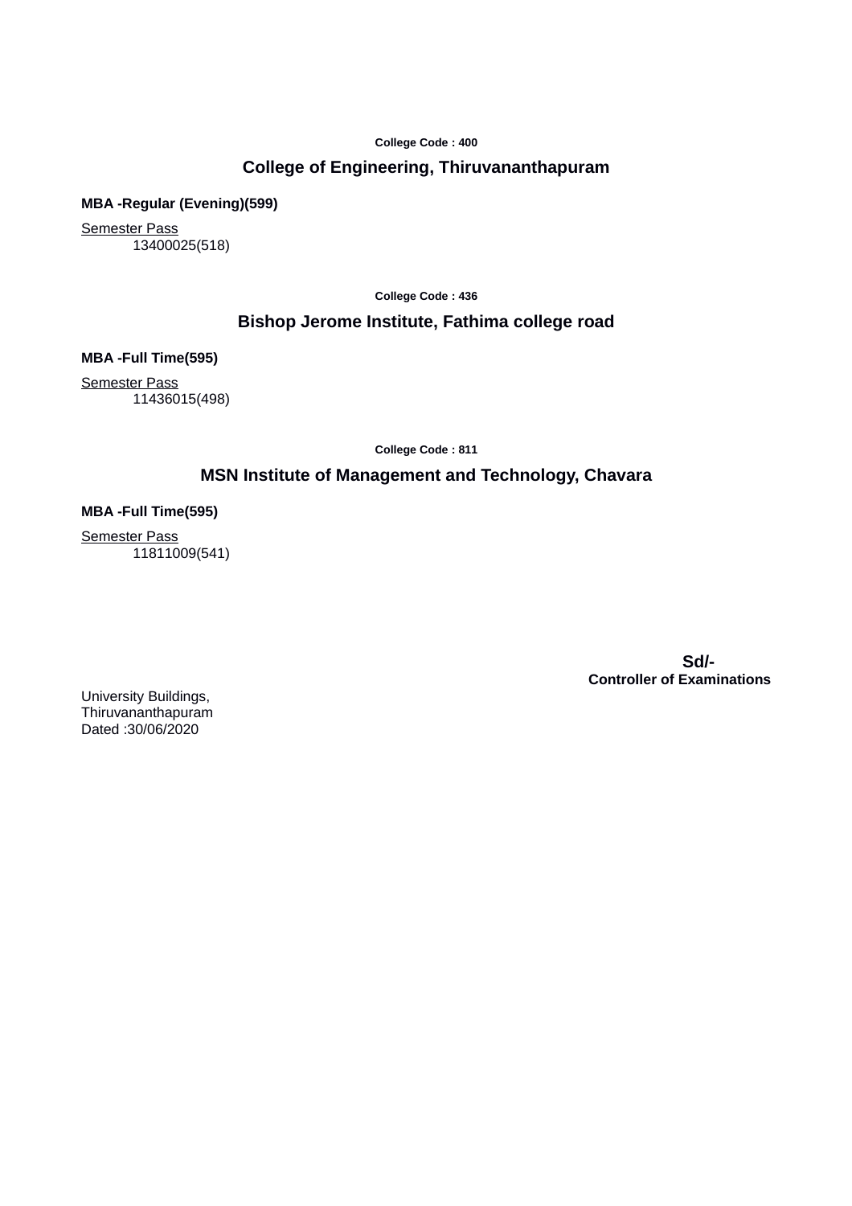**College Code : 400**

## College of Engineering, Thiruvananthapuram

**MBA -Regular (Evening)(599)**

Semester Pass

13400025(518)

**College Code : 436**

## Bishop Jerome Institute, Fathima college road

**MBA -Full Time(595)**

Semester Pass

11436015(498)

**College Code : 811**

## MSN Institute of Management and Technology, Chavara

**MBA -Full Time(595)**

Semester Pass

11811009(541)

**Sd/-**
**Controller of Examinations**

University Buildings,
Thiruvananthapuram
Dated :30/06/2020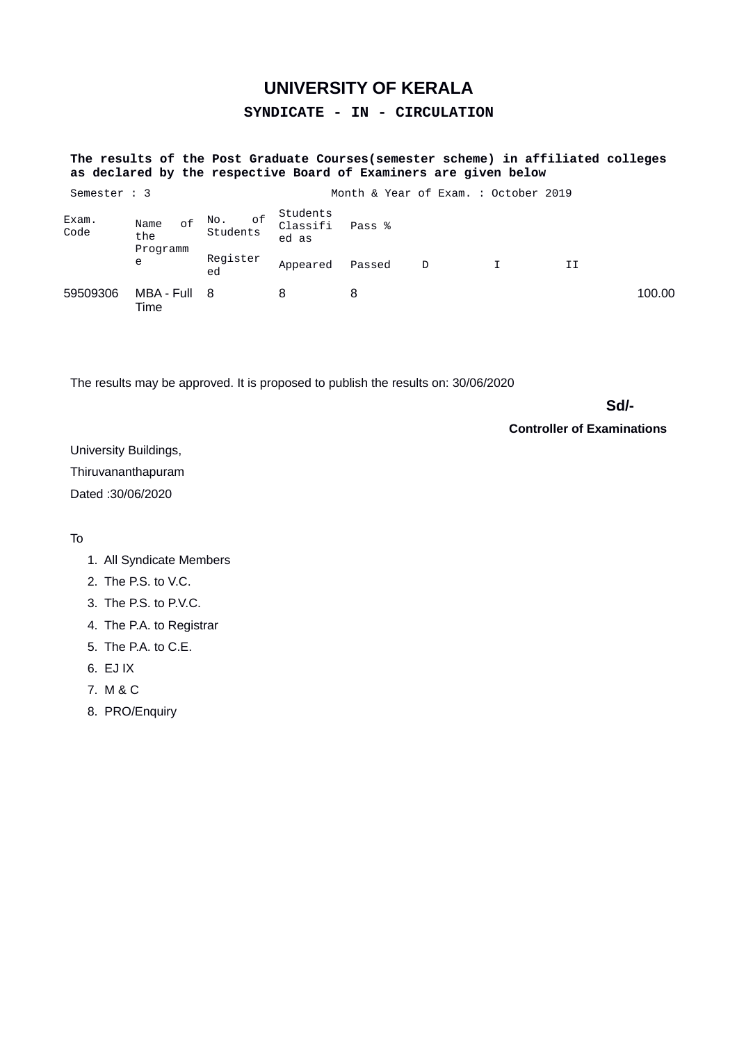# UNIVERSITY OF KERALA

## SYNDICATE - IN - CIRCULATION

**The results of the Post Graduate Courses(semester scheme) in affiliated colleges as declared by the respective Board of Examiners are given below**

Semester : 3 Month & Year of Exam. : October 2019

| Exam. Code | Name of the Programme | No. of Students | | | Students Classified as | | | Pass % |
|---|---|---|---|---|---|---|---|---|
| | | Registered | Appeared | Passed | D | I | II | |
| 59509306 | MBA - Full Time | 8 | 8 | 8 | | | | 100.00 |

The results may be approved. It is proposed to publish the results on: 30/06/2020

**Sd/-**

**Controller of Examinations**

University Buildings,

Thiruvananthapuram

Dated :30/06/2020

To

1. All Syndicate Members
2. The P.S. to V.C.
3. The P.S. to P.V.C.
4. The P.A. to Registrar
5. The P.A. to C.E.
6. EJ IX
7. M & C
8. PRO/Enquiry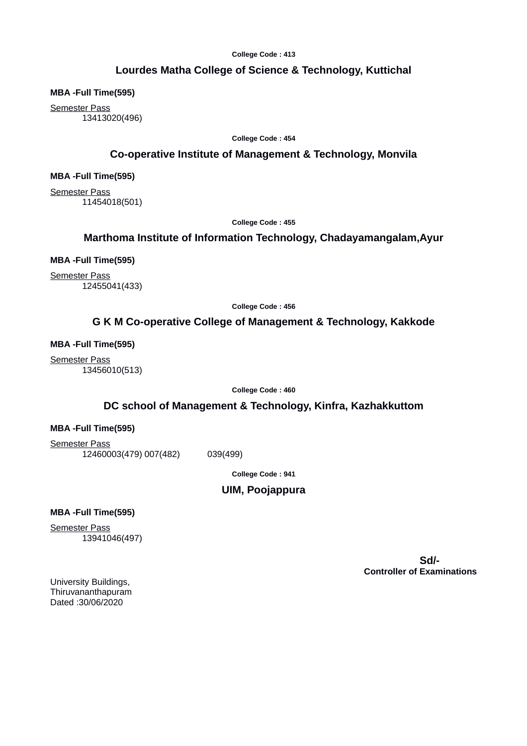**College Code : 413**

## Lourdes Matha College of Science & Technology, Kuttichal

**MBA -Full Time(595)**

Semester Pass

13413020(496)

**College Code : 454**

## Co-operative Institute of Management & Technology, Monvila

**MBA -Full Time(595)**

Semester Pass

11454018(501)

**College Code : 455**

## Marthoma Institute of Information Technology, Chadayamangalam,Ayur

**MBA -Full Time(595)**

Semester Pass

12455041(433)

**College Code : 456**

## G K M Co-operative College of Management & Technology, Kakkode

**MBA -Full Time(595)**

Semester Pass

13456010(513)

**College Code : 460**

## DC school of Management & Technology, Kinfra, Kazhakkuttom

**MBA -Full Time(595)**

Semester Pass

12460003(479) 007(482) 039(499)

**College Code : 941**

## UIM, Poojappura

**MBA -Full Time(595)**

Semester Pass

13941046(497)

**Sd/-**

**Controller of Examinations**

University Buildings,
Thiruvananthapuram
Dated :30/06/2020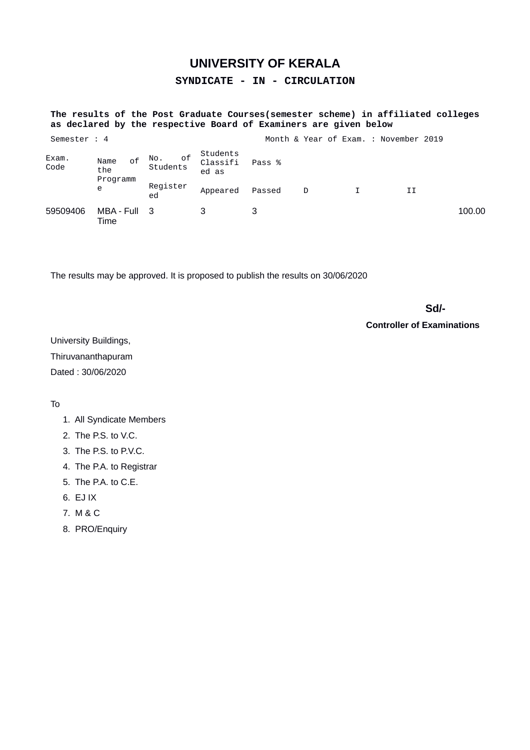# UNIVERSITY OF KERALA

## SYNDICATE - IN - CIRCULATION

**The results of the Post Graduate Courses(semester scheme) in affiliated colleges as declared by the respective Board of Examiners are given below**

Semester : 4 | Month & Year of Exam. : November 2019

| Exam. Code | Name of the Programme | No. of Students | Students Classified as | Pass % | | | | |
|---|---|---|---|---|---|---|---|---|
| | | Registered | Appeared | Passed | D | I | II | |
| 59509406 | MBA - Full Time | 3 | 3 | 3 | | | | 100.00 |

The results may be approved. It is proposed to publish the results on 30/06/2020

**Sd/-**

**Controller of Examinations**

University Buildings,

Thiruvananthapuram

Dated : 30/06/2020

To

1. All Syndicate Members
2. The P.S. to V.C.
3. The P.S. to P.V.C.
4. The P.A. to Registrar
5. The P.A. to C.E.
6. EJ IX
7. M & C
8. PRO/Enquiry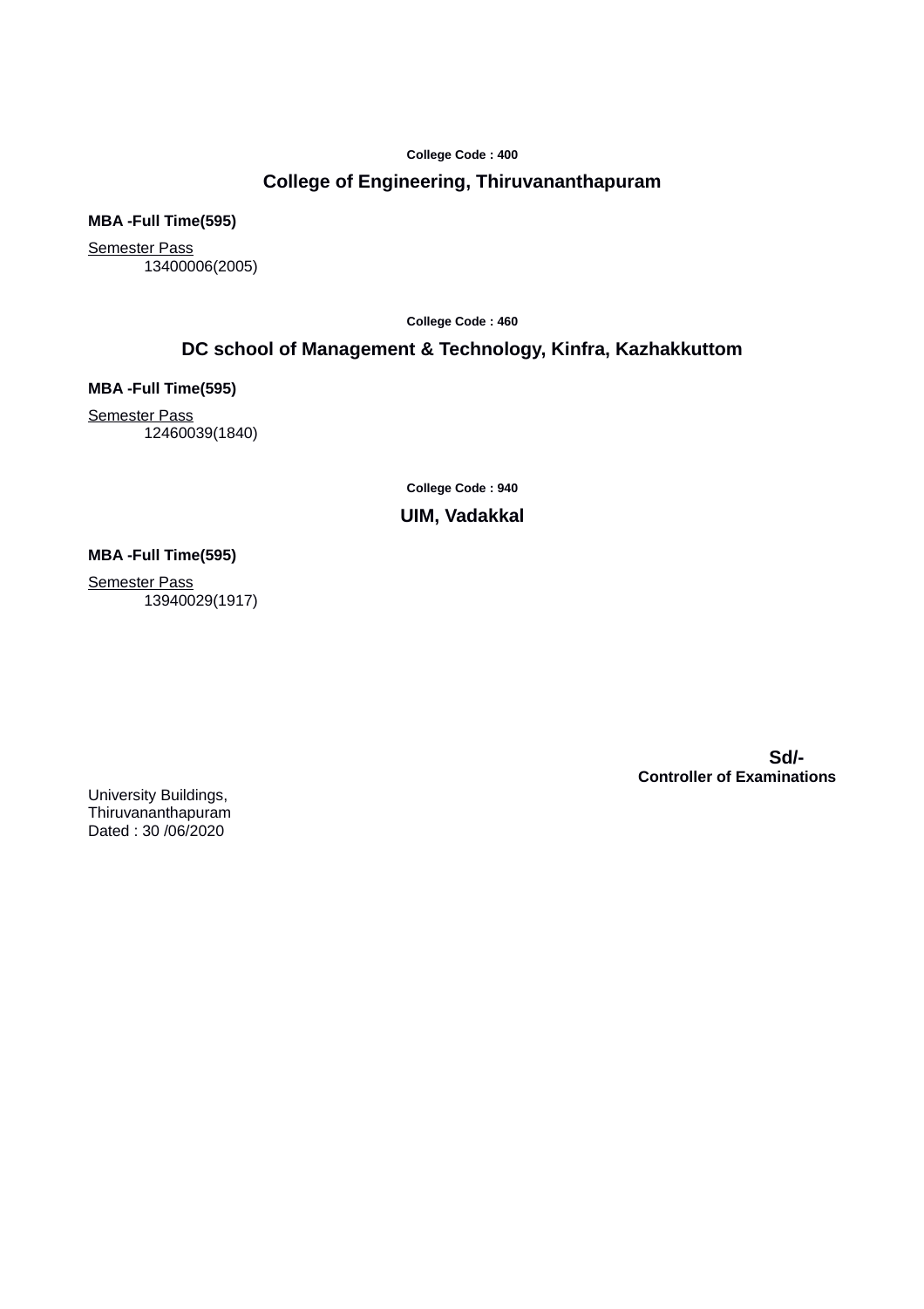**College Code : 400**

## College of Engineering, Thiruvananthapuram

**MBA -Full Time(595)**

Semester Pass

13400006(2005)

**College Code : 460**

## DC school of Management & Technology, Kinfra, Kazhakkuttom

**MBA -Full Time(595)**

Semester Pass

12460039(1840)

**College Code : 940**

## UIM, Vadakkal

**MBA -Full Time(595)**

Semester Pass

13940029(1917)

**Sd/-**
**Controller of Examinations**

University Buildings,
Thiruvananthapuram
Dated : 30 /06/2020